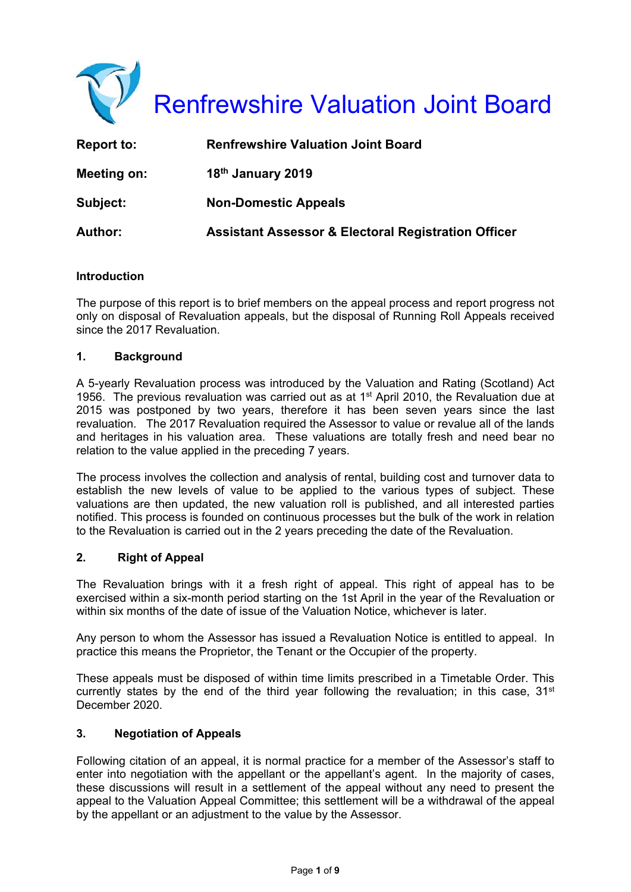# Renfrewshire Valuation Joint Board

| | |
|---|---|
| **Report to:** | **Renfrewshire Valuation Joint Board** |
| **Meeting on:** | **18th January 2019** |
| **Subject:** | **Non-Domestic Appeals** |
| **Author:** | **Assistant Assessor & Electoral Registration Officer** |

**Introduction**

The purpose of this report is to brief members on the appeal process and report progress not only on disposal of Revaluation appeals, but the disposal of Running Roll Appeals received since the 2017 Revaluation.

**1. Background**

A 5-yearly Revaluation process was introduced by the Valuation and Rating (Scotland) Act 1956. The previous revaluation was carried out as at 1st April 2010, the Revaluation due at 2015 was postponed by two years, therefore it has been seven years since the last revaluation. The 2017 Revaluation required the Assessor to value or revalue all of the lands and heritages in his valuation area. These valuations are totally fresh and need bear no relation to the value applied in the preceding 7 years.

The process involves the collection and analysis of rental, building cost and turnover data to establish the new levels of value to be applied to the various types of subject. These valuations are then updated, the new valuation roll is published, and all interested parties notified. This process is founded on continuous processes but the bulk of the work in relation to the Revaluation is carried out in the 2 years preceding the date of the Revaluation.

**2. Right of Appeal**

The Revaluation brings with it a fresh right of appeal. This right of appeal has to be exercised within a six-month period starting on the 1st April in the year of the Revaluation or within six months of the date of issue of the Valuation Notice, whichever is later.

Any person to whom the Assessor has issued a Revaluation Notice is entitled to appeal. In practice this means the Proprietor, the Tenant or the Occupier of the property.

These appeals must be disposed of within time limits prescribed in a Timetable Order. This currently states by the end of the third year following the revaluation; in this case, 31st December 2020.

**3. Negotiation of Appeals**

Following citation of an appeal, it is normal practice for a member of the Assessor's staff to enter into negotiation with the appellant or the appellant's agent. In the majority of cases, these discussions will result in a settlement of the appeal without any need to present the appeal to the Valuation Appeal Committee; this settlement will be a withdrawal of the appeal by the appellant or an adjustment to the value by the Assessor.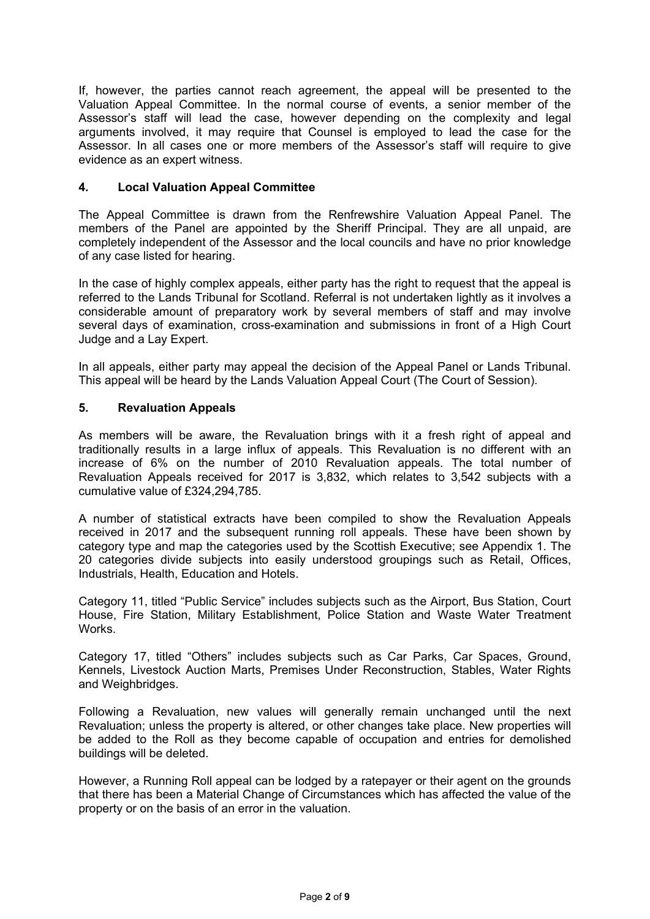If, however, the parties cannot reach agreement, the appeal will be presented to the Valuation Appeal Committee. In the normal course of events, a senior member of the Assessor's staff will lead the case, however depending on the complexity and legal arguments involved, it may require that Counsel is employed to lead the case for the Assessor. In all cases one or more members of the Assessor's staff will require to give evidence as an expert witness.

## 4. Local Valuation Appeal Committee

The Appeal Committee is drawn from the Renfrewshire Valuation Appeal Panel. The members of the Panel are appointed by the Sheriff Principal. They are all unpaid, are completely independent of the Assessor and the local councils and have no prior knowledge of any case listed for hearing.

In the case of highly complex appeals, either party has the right to request that the appeal is referred to the Lands Tribunal for Scotland. Referral is not undertaken lightly as it involves a considerable amount of preparatory work by several members of staff and may involve several days of examination, cross-examination and submissions in front of a High Court Judge and a Lay Expert.

In all appeals, either party may appeal the decision of the Appeal Panel or Lands Tribunal. This appeal will be heard by the Lands Valuation Appeal Court (The Court of Session).

## 5. Revaluation Appeals

As members will be aware, the Revaluation brings with it a fresh right of appeal and traditionally results in a large influx of appeals. This Revaluation is no different with an increase of 6% on the number of 2010 Revaluation appeals. The total number of Revaluation Appeals received for 2017 is 3,832, which relates to 3,542 subjects with a cumulative value of £324,294,785.

A number of statistical extracts have been compiled to show the Revaluation Appeals received in 2017 and the subsequent running roll appeals. These have been shown by category type and map the categories used by the Scottish Executive; see Appendix 1. The 20 categories divide subjects into easily understood groupings such as Retail, Offices, Industrials, Health, Education and Hotels.

Category 11, titled "Public Service" includes subjects such as the Airport, Bus Station, Court House, Fire Station, Military Establishment, Police Station and Waste Water Treatment Works.

Category 17, titled "Others" includes subjects such as Car Parks, Car Spaces, Ground, Kennels, Livestock Auction Marts, Premises Under Reconstruction, Stables, Water Rights and Weighbridges.

Following a Revaluation, new values will generally remain unchanged until the next Revaluation; unless the property is altered, or other changes take place. New properties will be added to the Roll as they become capable of occupation and entries for demolished buildings will be deleted.

However, a Running Roll appeal can be lodged by a ratepayer or their agent on the grounds that there has been a Material Change of Circumstances which has affected the value of the property or on the basis of an error in the valuation.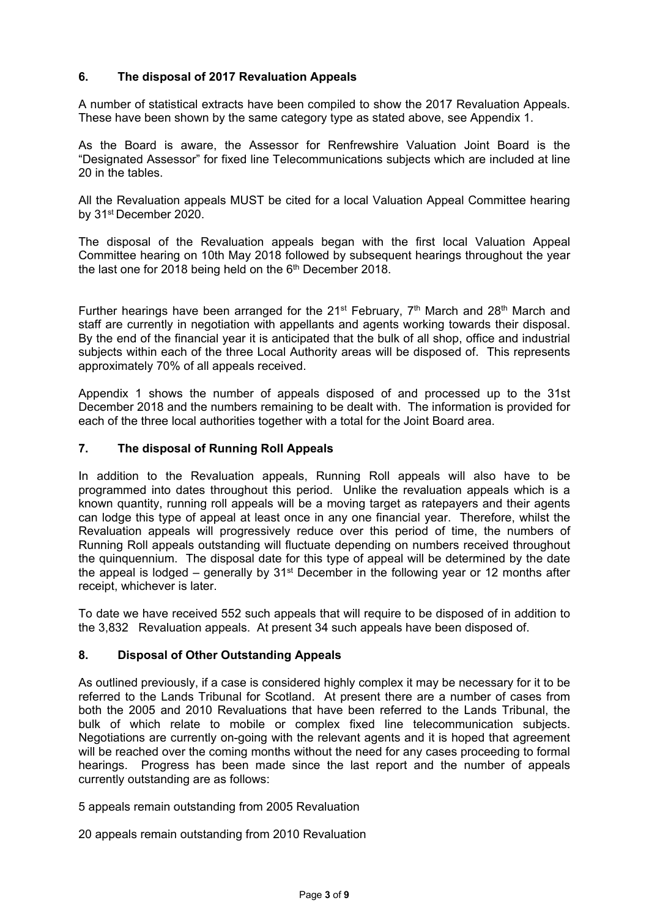## 6. The disposal of 2017 Revaluation Appeals

A number of statistical extracts have been compiled to show the 2017 Revaluation Appeals. These have been shown by the same category type as stated above, see Appendix 1.

As the Board is aware, the Assessor for Renfrewshire Valuation Joint Board is the "Designated Assessor" for fixed line Telecommunications subjects which are included at line 20 in the tables.

All the Revaluation appeals MUST be cited for a local Valuation Appeal Committee hearing by 31st December 2020.

The disposal of the Revaluation appeals began with the first local Valuation Appeal Committee hearing on 10th May 2018 followed by subsequent hearings throughout the year the last one for 2018 being held on the 6th December 2018.

Further hearings have been arranged for the 21st February, 7th March and 28th March and staff are currently in negotiation with appellants and agents working towards their disposal. By the end of the financial year it is anticipated that the bulk of all shop, office and industrial subjects within each of the three Local Authority areas will be disposed of. This represents approximately 70% of all appeals received.

Appendix 1 shows the number of appeals disposed of and processed up to the 31st December 2018 and the numbers remaining to be dealt with. The information is provided for each of the three local authorities together with a total for the Joint Board area.

## 7. The disposal of Running Roll Appeals

In addition to the Revaluation appeals, Running Roll appeals will also have to be programmed into dates throughout this period. Unlike the revaluation appeals which is a known quantity, running roll appeals will be a moving target as ratepayers and their agents can lodge this type of appeal at least once in any one financial year. Therefore, whilst the Revaluation appeals will progressively reduce over this period of time, the numbers of Running Roll appeals outstanding will fluctuate depending on numbers received throughout the quinquennium. The disposal date for this type of appeal will be determined by the date the appeal is lodged – generally by 31st December in the following year or 12 months after receipt, whichever is later.

To date we have received 552 such appeals that will require to be disposed of in addition to the 3,832 Revaluation appeals. At present 34 such appeals have been disposed of.

## 8. Disposal of Other Outstanding Appeals

As outlined previously, if a case is considered highly complex it may be necessary for it to be referred to the Lands Tribunal for Scotland. At present there are a number of cases from both the 2005 and 2010 Revaluations that have been referred to the Lands Tribunal, the bulk of which relate to mobile or complex fixed line telecommunication subjects. Negotiations are currently on-going with the relevant agents and it is hoped that agreement will be reached over the coming months without the need for any cases proceeding to formal hearings. Progress has been made since the last report and the number of appeals currently outstanding are as follows:

5 appeals remain outstanding from 2005 Revaluation

20 appeals remain outstanding from 2010 Revaluation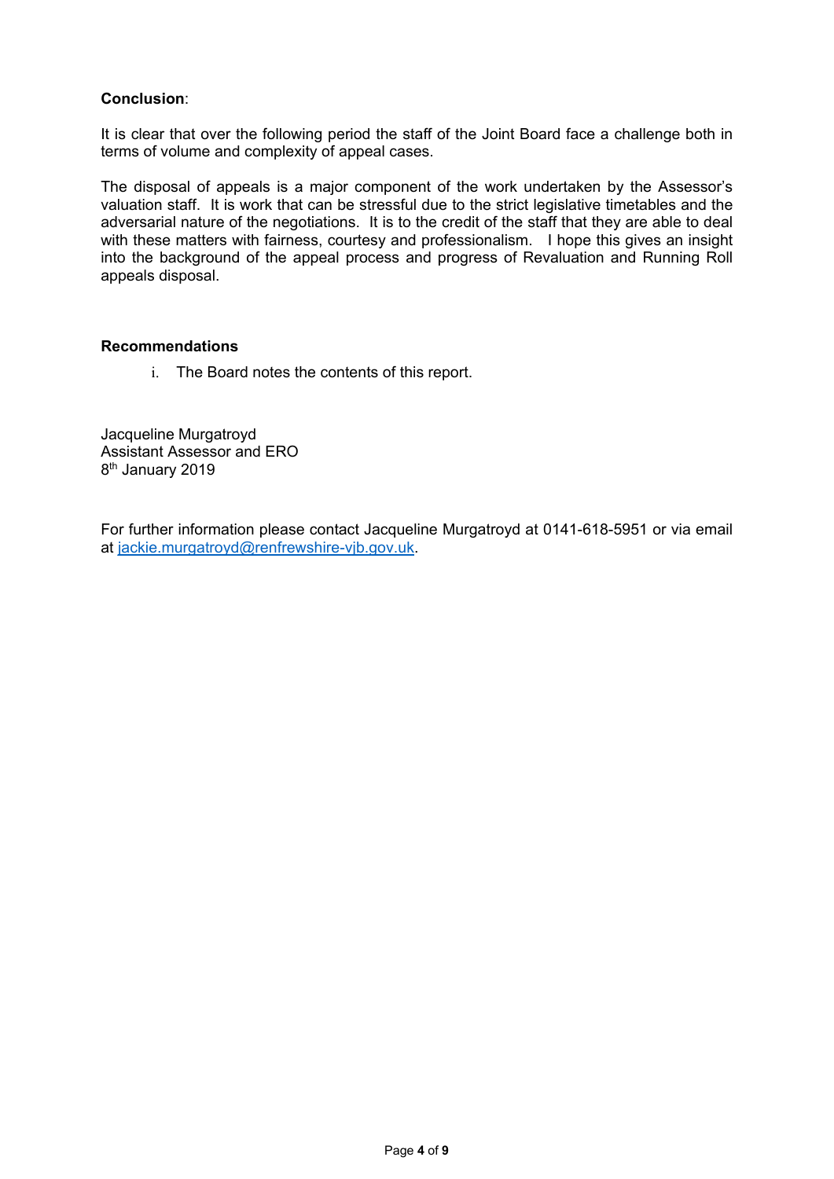**Conclusion**:

It is clear that over the following period the staff of the Joint Board face a challenge both in terms of volume and complexity of appeal cases.

The disposal of appeals is a major component of the work undertaken by the Assessor's valuation staff. It is work that can be stressful due to the strict legislative timetables and the adversarial nature of the negotiations. It is to the credit of the staff that they are able to deal with these matters with fairness, courtesy and professionalism. I hope this gives an insight into the background of the appeal process and progress of Revaluation and Running Roll appeals disposal.

**Recommendations**

i. The Board notes the contents of this report.

Jacqueline Murgatroyd
Assistant Assessor and ERO
8th January 2019

For further information please contact Jacqueline Murgatroyd at 0141-618-5951 or via email at jackie.murgatroyd@renfrewshire-vjb.gov.uk.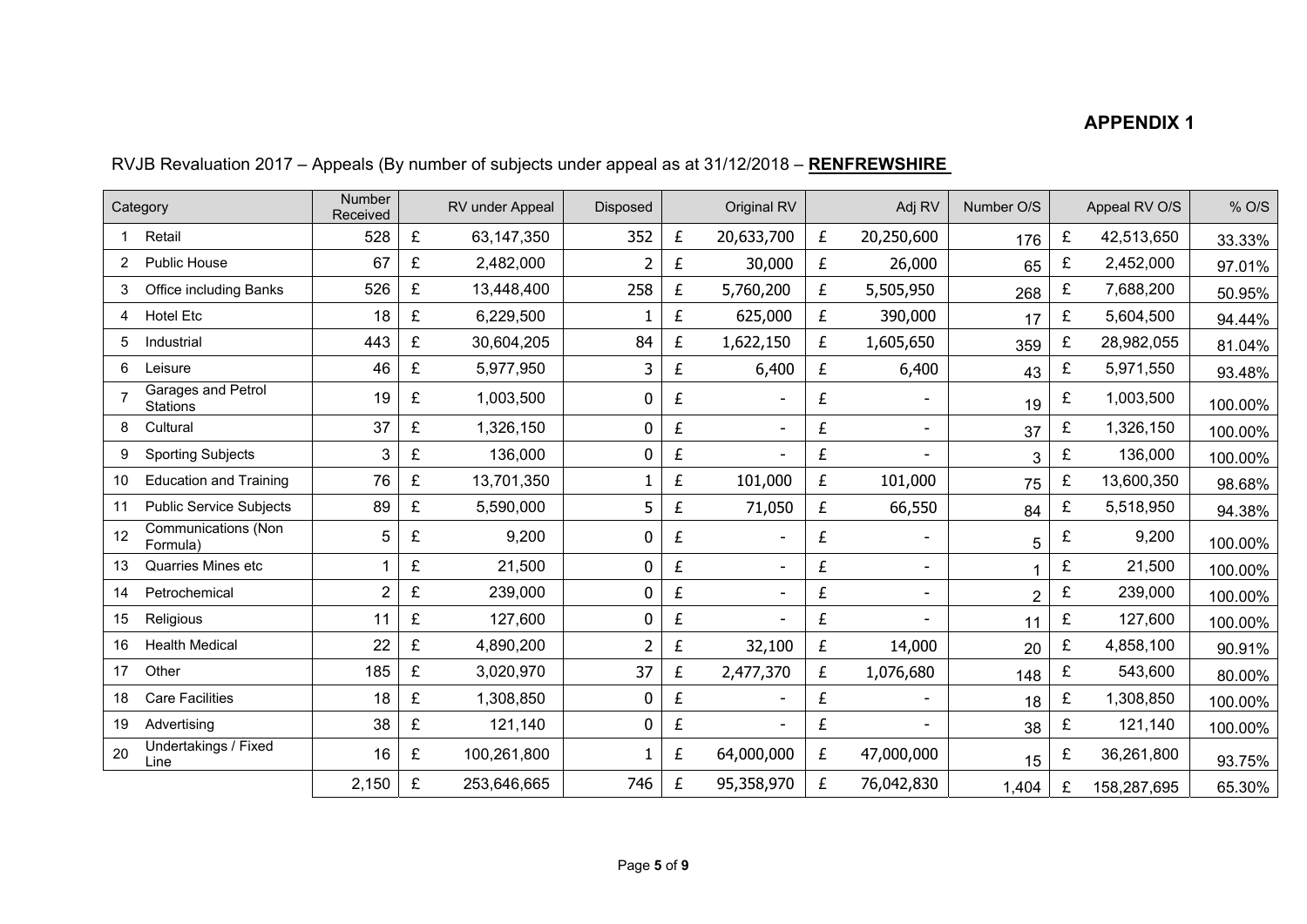## APPENDIX 1

RVJB Revaluation 2017 – Appeals (By number of subjects under appeal as at 31/12/2018 – **RENFREWSHIRE**

| | Category | Number Received | | RV under Appeal | Disposed | | Original RV | | Adj RV | Number O/S | | Appeal RV O/S | % O/S |
|---|---|---|---|---|---|---|---|---|---|---|---|---|---|
| 1 | Retail | 528 | £ | 63,147,350 | 352 | £ | 20,633,700 | £ | 20,250,600 | 176 | £ | 42,513,650 | 33.33% |
| 2 | Public House | 67 | £ | 2,482,000 | 2 | £ | 30,000 | £ | 26,000 | 65 | £ | 2,452,000 | 97.01% |
| 3 | Office including Banks | 526 | £ | 13,448,400 | 258 | £ | 5,760,200 | £ | 5,505,950 | 268 | £ | 7,688,200 | 50.95% |
| 4 | Hotel Etc | 18 | £ | 6,229,500 | 1 | £ | 625,000 | £ | 390,000 | 17 | £ | 5,604,500 | 94.44% |
| 5 | Industrial | 443 | £ | 30,604,205 | 84 | £ | 1,622,150 | £ | 1,605,650 | 359 | £ | 28,982,055 | 81.04% |
| 6 | Leisure | 46 | £ | 5,977,950 | 3 | £ | 6,400 | £ | 6,400 | 43 | £ | 5,971,550 | 93.48% |
| 7 | Garages and Petrol Stations | 19 | £ | 1,003,500 | 0 | £ | - | £ | - | 19 | £ | 1,003,500 | 100.00% |
| 8 | Cultural | 37 | £ | 1,326,150 | 0 | £ | - | £ | - | 37 | £ | 1,326,150 | 100.00% |
| 9 | Sporting Subjects | 3 | £ | 136,000 | 0 | £ | - | £ | - | 3 | £ | 136,000 | 100.00% |
| 10 | Education and Training | 76 | £ | 13,701,350 | 1 | £ | 101,000 | £ | 101,000 | 75 | £ | 13,600,350 | 98.68% |
| 11 | Public Service Subjects | 89 | £ | 5,590,000 | 5 | £ | 71,050 | £ | 66,550 | 84 | £ | 5,518,950 | 94.38% |
| 12 | Communications (Non Formula) | 5 | £ | 9,200 | 0 | £ | - | £ | - | 5 | £ | 9,200 | 100.00% |
| 13 | Quarries Mines etc | 1 | £ | 21,500 | 0 | £ | - | £ | - | 1 | £ | 21,500 | 100.00% |
| 14 | Petrochemical | 2 | £ | 239,000 | 0 | £ | - | £ | - | 2 | £ | 239,000 | 100.00% |
| 15 | Religious | 11 | £ | 127,600 | 0 | £ | - | £ | - | 11 | £ | 127,600 | 100.00% |
| 16 | Health Medical | 22 | £ | 4,890,200 | 2 | £ | 32,100 | £ | 14,000 | 20 | £ | 4,858,100 | 90.91% |
| 17 | Other | 185 | £ | 3,020,970 | 37 | £ | 2,477,370 | £ | 1,076,680 | 148 | £ | 543,600 | 80.00% |
| 18 | Care Facilities | 18 | £ | 1,308,850 | 0 | £ | - | £ | - | 18 | £ | 1,308,850 | 100.00% |
| 19 | Advertising | 38 | £ | 121,140 | 0 | £ | - | £ | - | 38 | £ | 121,140 | 100.00% |
| 20 | Undertakings / Fixed Line | 16 | £ | 100,261,800 | 1 | £ | 64,000,000 | £ | 47,000,000 | 15 | £ | 36,261,800 | 93.75% |
| | | 2,150 | £ | 253,646,665 | 746 | £ | 95,358,970 | £ | 76,042,830 | 1,404 | £ | 158,287,695 | 65.30% |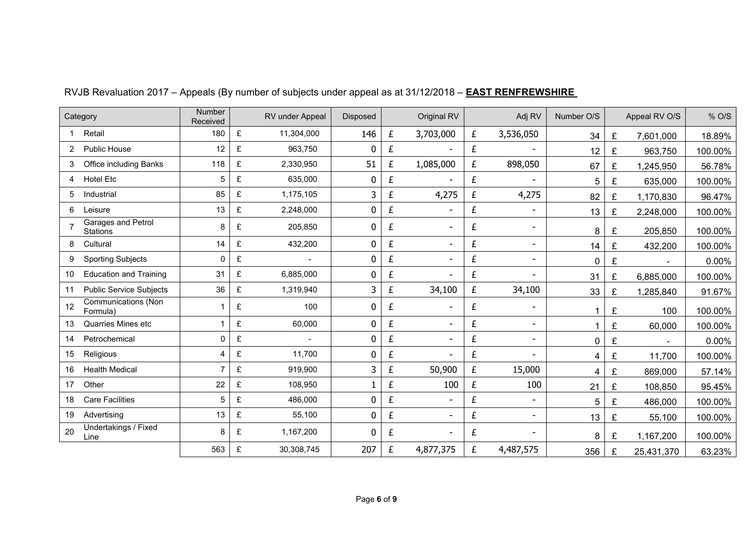RVJB Revaluation 2017 – Appeals (By number of subjects under appeal as at 31/12/2018 – **EAST RENFREWSHIRE**

| Category | | Number Received | RV under Appeal | Disposed | Original RV | Adj RV | Number O/S | Appeal RV O/S | % O/S |
|---|---|---|---|---|---|---|---|---|---|
| 1 | Retail | 180 | £ 11,304,000 | 146 | £ 3,703,000 | £ 3,536,050 | 34 | £ 7,601,000 | 18.89% |
| 2 | Public House | 12 | £ 963,750 | 0 | £ - | £ - | 12 | £ 963,750 | 100.00% |
| 3 | Office including Banks | 118 | £ 2,330,950 | 51 | £ 1,085,000 | £ 898,050 | 67 | £ 1,245,950 | 56.78% |
| 4 | Hotel Etc | 5 | £ 635,000 | 0 | £ - | £ - | 5 | £ 635,000 | 100.00% |
| 5 | Industrial | 85 | £ 1,175,105 | 3 | £ 4,275 | £ 4,275 | 82 | £ 1,170,830 | 96.47% |
| 6 | Leisure | 13 | £ 2,248,000 | 0 | £ - | £ - | 13 | £ 2,248,000 | 100.00% |
| 7 | Garages and Petrol Stations | 8 | £ 205,850 | 0 | £ - | £ - | 8 | £ 205,850 | 100.00% |
| 8 | Cultural | 14 | £ 432,200 | 0 | £ - | £ - | 14 | £ 432,200 | 100.00% |
| 9 | Sporting Subjects | 0 | £ - | 0 | £ - | £ - | 0 | £ - | 0.00% |
| 10 | Education and Training | 31 | £ 6,885,000 | 0 | £ - | £ - | 31 | £ 6,885,000 | 100.00% |
| 11 | Public Service Subjects | 36 | £ 1,319,940 | 3 | £ 34,100 | £ 34,100 | 33 | £ 1,285,840 | 91.67% |
| 12 | Communications (Non Formula) | 1 | £ 100 | 0 | £ - | £ - | 1 | £ 100 | 100.00% |
| 13 | Quarries Mines etc | 1 | £ 60,000 | 0 | £ - | £ - | 1 | £ 60,000 | 100.00% |
| 14 | Petrochemical | 0 | £ - | 0 | £ - | £ - | 0 | £ - | 0.00% |
| 15 | Religious | 4 | £ 11,700 | 0 | £ - | £ - | 4 | £ 11,700 | 100.00% |
| 16 | Health Medical | 7 | £ 919,900 | 3 | £ 50,900 | £ 15,000 | 4 | £ 869,000 | 57.14% |
| 17 | Other | 22 | £ 108,950 | 1 | £ 100 | £ 100 | 21 | £ 108,850 | 95.45% |
| 18 | Care Facilities | 5 | £ 486,000 | 0 | £ - | £ - | 5 | £ 486,000 | 100.00% |
| 19 | Advertising | 13 | £ 55,100 | 0 | £ - | £ - | 13 | £ 55,100 | 100.00% |
| 20 | Undertakings / Fixed Line | 8 | £ 1,167,200 | 0 | £ - | £ - | 8 | £ 1,167,200 | 100.00% |
| | | 563 | £ 30,308,745 | 207 | £ 4,877,375 | £ 4,487,575 | 356 | £ 25,431,370 | 63.23% |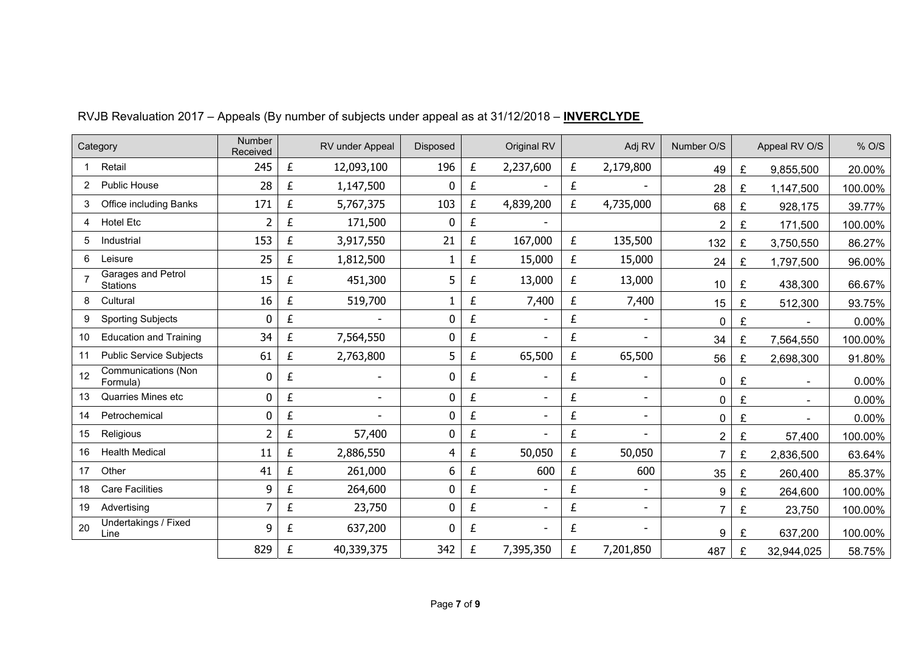RVJB Revaluation 2017 – Appeals (By number of subjects under appeal as at 31/12/2018 – **INVERCLYDE**

| | Category | Number Received | | RV under Appeal | Disposed | | Original RV | | Adj RV | Number O/S | | Appeal RV O/S | % O/S |
|---|---|---|---|---|---|---|---|---|---|---|---|---|---|
| 1 | Retail | 245 | £ | 12,093,100 | 196 | £ | 2,237,600 | £ | 2,179,800 | 49 | £ | 9,855,500 | 20.00% |
| 2 | Public House | 28 | £ | 1,147,500 | 0 | £ | - | £ | - | 28 | £ | 1,147,500 | 100.00% |
| 3 | Office including Banks | 171 | £ | 5,767,375 | 103 | £ | 4,839,200 | £ | 4,735,000 | 68 | £ | 928,175 | 39.77% |
| 4 | Hotel Etc | 2 | £ | 171,500 | 0 | £ | - | | | 2 | £ | 171,500 | 100.00% |
| 5 | Industrial | 153 | £ | 3,917,550 | 21 | £ | 167,000 | £ | 135,500 | 132 | £ | 3,750,550 | 86.27% |
| 6 | Leisure | 25 | £ | 1,812,500 | 1 | £ | 15,000 | £ | 15,000 | 24 | £ | 1,797,500 | 96.00% |
| 7 | Garages and Petrol Stations | 15 | £ | 451,300 | 5 | £ | 13,000 | £ | 13,000 | 10 | £ | 438,300 | 66.67% |
| 8 | Cultural | 16 | £ | 519,700 | 1 | £ | 7,400 | £ | 7,400 | 15 | £ | 512,300 | 93.75% |
| 9 | Sporting Subjects | 0 | £ | - | 0 | £ | - | £ | - | 0 | £ | - | 0.00% |
| 10 | Education and Training | 34 | £ | 7,564,550 | 0 | £ | - | £ | - | 34 | £ | 7,564,550 | 100.00% |
| 11 | Public Service Subjects | 61 | £ | 2,763,800 | 5 | £ | 65,500 | £ | 65,500 | 56 | £ | 2,698,300 | 91.80% |
| 12 | Communications (Non Formula) | 0 | £ | - | 0 | £ | - | £ | - | 0 | £ | - | 0.00% |
| 13 | Quarries Mines etc | 0 | £ | - | 0 | £ | - | £ | - | 0 | £ | - | 0.00% |
| 14 | Petrochemical | 0 | £ | - | 0 | £ | - | £ | - | 0 | £ | - | 0.00% |
| 15 | Religious | 2 | £ | 57,400 | 0 | £ | - | £ | - | 2 | £ | 57,400 | 100.00% |
| 16 | Health Medical | 11 | £ | 2,886,550 | 4 | £ | 50,050 | £ | 50,050 | 7 | £ | 2,836,500 | 63.64% |
| 17 | Other | 41 | £ | 261,000 | 6 | £ | 600 | £ | 600 | 35 | £ | 260,400 | 85.37% |
| 18 | Care Facilities | 9 | £ | 264,600 | 0 | £ | - | £ | - | 9 | £ | 264,600 | 100.00% |
| 19 | Advertising | 7 | £ | 23,750 | 0 | £ | - | £ | - | 7 | £ | 23,750 | 100.00% |
| 20 | Undertakings / Fixed Line | 9 | £ | 637,200 | 0 | £ | - | £ | - | 9 | £ | 637,200 | 100.00% |
| | | 829 | £ | 40,339,375 | 342 | £ | 7,395,350 | £ | 7,201,850 | 487 | £ | 32,944,025 | 58.75% |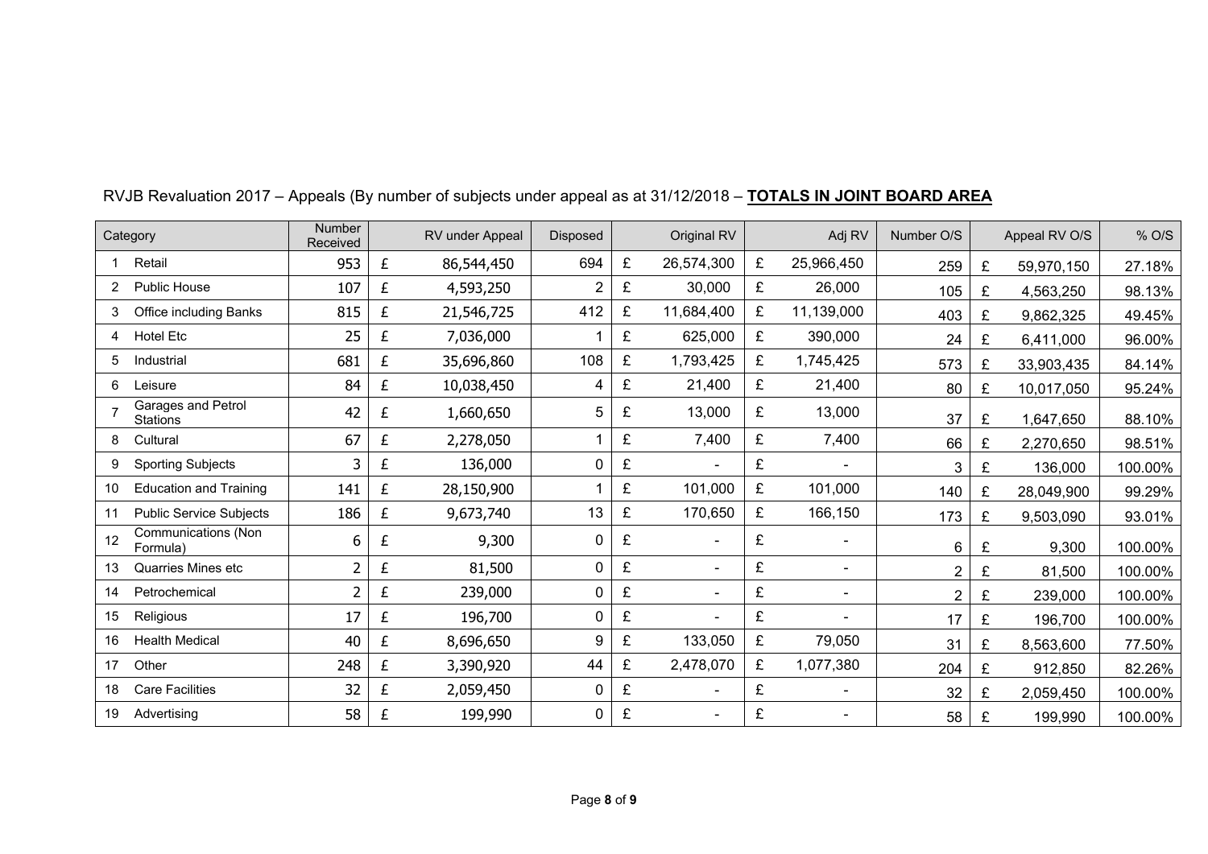RVJB Revaluation 2017 – Appeals (By number of subjects under appeal as at 31/12/2018 – **TOTALS IN JOINT BOARD AREA**

| Category | | Number Received | RV under Appeal | Disposed | Original RV | Adj RV | Number O/S | Appeal RV O/S | % O/S |
|---|---|---|---|---|---|---|---|---|---|
| 1 | Retail | 953 | £ 86,544,450 | 694 | £ 26,574,300 | £ 25,966,450 | 259 | £ 59,970,150 | 27.18% |
| 2 | Public House | 107 | £ 4,593,250 | 2 | £ 30,000 | £ 26,000 | 105 | £ 4,563,250 | 98.13% |
| 3 | Office including Banks | 815 | £ 21,546,725 | 412 | £ 11,684,400 | £ 11,139,000 | 403 | £ 9,862,325 | 49.45% |
| 4 | Hotel Etc | 25 | £ 7,036,000 | 1 | £ 625,000 | £ 390,000 | 24 | £ 6,411,000 | 96.00% |
| 5 | Industrial | 681 | £ 35,696,860 | 108 | £ 1,793,425 | £ 1,745,425 | 573 | £ 33,903,435 | 84.14% |
| 6 | Leisure | 84 | £ 10,038,450 | 4 | £ 21,400 | £ 21,400 | 80 | £ 10,017,050 | 95.24% |
| 7 | Garages and Petrol Stations | 42 | £ 1,660,650 | 5 | £ 13,000 | £ 13,000 | 37 | £ 1,647,650 | 88.10% |
| 8 | Cultural | 67 | £ 2,278,050 | 1 | £ 7,400 | £ 7,400 | 66 | £ 2,270,650 | 98.51% |
| 9 | Sporting Subjects | 3 | £ 136,000 | 0 | £ - | £ - | 3 | £ 136,000 | 100.00% |
| 10 | Education and Training | 141 | £ 28,150,900 | 1 | £ 101,000 | £ 101,000 | 140 | £ 28,049,900 | 99.29% |
| 11 | Public Service Subjects | 186 | £ 9,673,740 | 13 | £ 170,650 | £ 166,150 | 173 | £ 9,503,090 | 93.01% |
| 12 | Communications (Non Formula) | 6 | £ 9,300 | 0 | £ - | £ - | 6 | £ 9,300 | 100.00% |
| 13 | Quarries Mines etc | 2 | £ 81,500 | 0 | £ - | £ - | 2 | £ 81,500 | 100.00% |
| 14 | Petrochemical | 2 | £ 239,000 | 0 | £ - | £ - | 2 | £ 239,000 | 100.00% |
| 15 | Religious | 17 | £ 196,700 | 0 | £ - | £ - | 17 | £ 196,700 | 100.00% |
| 16 | Health Medical | 40 | £ 8,696,650 | 9 | £ 133,050 | £ 79,050 | 31 | £ 8,563,600 | 77.50% |
| 17 | Other | 248 | £ 3,390,920 | 44 | £ 2,478,070 | £ 1,077,380 | 204 | £ 912,850 | 82.26% |
| 18 | Care Facilities | 32 | £ 2,059,450 | 0 | £ - | £ - | 32 | £ 2,059,450 | 100.00% |
| 19 | Advertising | 58 | £ 199,990 | 0 | £ - | £ - | 58 | £ 199,990 | 100.00% |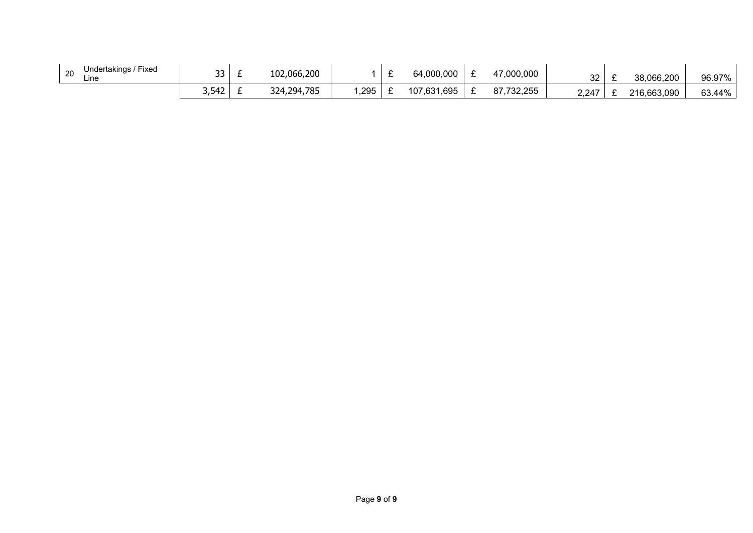| | | | | | | | | | | | | |
|---|---|---|---|---|---|---|---|---|---|---|---|---|
| 20 | Undertakings / Fixed Line | 33 | £ | 102,066,200 | 1 | £ | 64,000,000 | £ | 47,000,000 | 32 | £ | 38,066,200 | 96.97% |
| | | 3,542 | £ | 324,294,785 | 1,295 | £ | 107,631,695 | £ | 87,732,255 | 2,247 | £ | 216,663,090 | 63.44% |